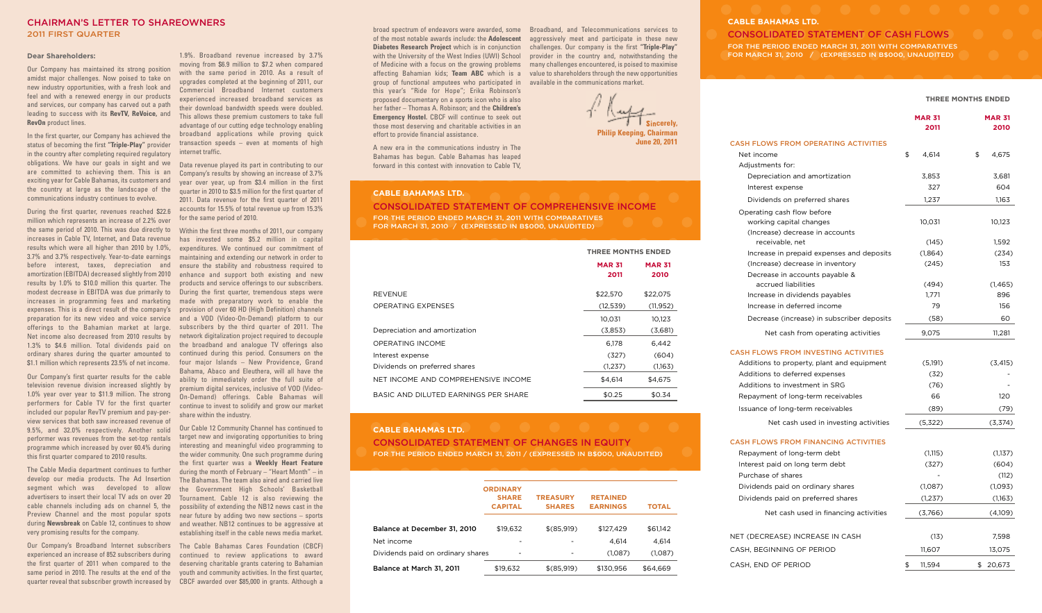## CHAIRMAN'S LETTER TO SHAREOWNERS
### 2011 FIRST QUARTER

**Dear Shareholders:**

Our Company has maintained its strong position amidst major challenges. Now poised to take on new industry opportunities, with a fresh look and feel and with a renewed energy in our products and services, our company has carved out a path leading to success with its **RevTV, ReVoice,** and **RevOn** product lines.

In the first quarter, our Company has achieved the status of becoming the first **"Triple-Play"** provider in the country after completing required regulatory obligations. We have our goals in sight and we are committed to achieving them. This is an exciting year for Cable Bahamas, its customers and the country at large as the landscape of the communications industry continues to evolve.

During the first quarter, revenues reached $22.6 million which represents an increase of 2.2% over the same period of 2010. This was due directly to increases in Cable TV, Internet, and Data revenue results which were all higher than 2010 by 1.0%, 3.7% and 3.7% respectively. Year-to-date earnings before interest, taxes, depreciation and amortization (EBITDA) decreased slightly from 2010 results by 1.0% to $10.0 million this quarter. The modest decrease in EBITDA was due primarily to increases in programming fees and marketing expenses. This is a direct result of the company's preparation for its new video and voice service offerings to the Bahamian market at large. Net income also decreased from 2010 results by 1.3% to $4.6 million. Total dividends paid on ordinary shares during the quarter amounted to $1.1 million which represents 23.5% of net income.

Our Company's first quarter results for the cable television revenue division increased slightly by 1.0% year over year to $11.9 million. The strong performers for Cable TV for the first quarter included our popular RevTV premium and pay-per-view services that both saw increased revenue of 9.5%, and 32.0% respectively. Another solid performer was revenues from the set-top rentals programme which increased by over 60.4% during this first quarter compared to 2010 results.

The Cable Media department continues to further develop our media products. The Ad Insertion segment which was developed to allow advertisers to insert their local TV ads on over 20 cable channels including ads on channel 5, the Preview Channel and the most popular spots during **Newsbreak** on Cable 12, continues to show very promising results for the company.

Our Company's Broadband Internet subscribers experienced an increase of 852 subscribers during the first quarter of 2011 when compared to the same period in 2010. The results at the end of the quarter reveal that subscriber growth increased by 1.9%. Broadband revenue increased by 3.7% moving from $6.9 million to $7.2 when compared with the same period in 2010. As a result of upgrades completed at the beginning of 2011, our Commercial Broadband Internet customers experienced increased broadband services as their download bandwidth speeds were doubled. This allows these premium customers to take full advantage of our cutting edge technology enabling broadband applications while proving quick transaction speeds – even at moments of high internet traffic.

Data revenue played its part in contributing to our Company's results by showing an increase of 3.7% year over year, up from $3.4 million in the first quarter in 2010 to $3.5 million for the first quarter of 2011. Data revenue for the first quarter of 2011 accounts for 15.5% of total revenue up from 15.3% for the same period of 2010.

Within the first three months of 2011, our company has invested some $5.2 million in capital expenditures. We continued our commitment of maintaining and extending our network in order to ensure the stability and robustness required to enhance and support both existing and new products and service offerings to our subscribers. During the first quarter, tremendous steps were made with preparatory work to enable the provision of over 60 HD (High Definition) channels and a VOD (Video-On-Demand) platform to our subscribers by the third quarter of 2011. The network digitalization project required to decouple the broadband and analogue TV offerings also continued during this period. Consumers on the four major Islands – New Providence, Grand Bahama, Abaco and Eleuthera, will all have the ability to immediately order the full suite of premium digital services, inclusive of VOD (Video-On-Demand) offerings. Cable Bahamas will continue to invest to solidify and grow our market share within the industry.

Our Cable 12 Community Channel has continued to target new and invigorating opportunities to bring interesting and meaningful video programming to the wider community. One such programme during the first quarter was a **Weekly Heart Feature** during the month of February – "Heart Month" – in The Bahamas. The team also aired and carried live the Government High Schools' Basketball Tournament. Cable 12 is also reviewing the possibility of extending the NB12 news cast in the near future by adding two new sections – sports and weather. NB12 continues to be aggressive at establishing itself in the cable news media market.

The Cable Bahamas Cares Foundation (CBCF) continued to review applications to award deserving charitable grants catering to Bahamian youth and community activities. In the first quarter, CBCF awarded over $85,000 in grants. Although a broad spectrum of endeavors were awarded, some of the most notable awards include: the **Adolescent Diabetes Research Project** which is in conjunction with the University of the West Indies (UWI) School of Medicine with a focus on the growing problems affecting Bahamian kids; **Team ABC** which is a group of functional amputees who participated in this year's "Ride for Hope"; Erika Robinson's proposed documentary on a sports icon who is also her father – Thomas A. Robinson; and the **Children's Emergency Hostel.** CBCF will continue to seek out those most deserving and charitable activities in an effort to provide financial assistance.

A new era in the communications industry in The Bahamas has begun. Cable Bahamas has leaped forward in this contest with innovation to Cable TV, Broadband, and Telecommunications services to aggressively meet and participate in these new challenges. Our company is the first **"Triple-Play"** provider in the country and, notwithstanding the many challenges encountered, is poised to maximise value to shareholders through the new opportunities available in the communications market.

**Sincerely,**
**Philip Keeping, Chairman**
**June 20, 2011**

## CABLE BAHAMAS LTD.
### CONSOLIDATED STATEMENT OF COMPREHENSIVE INCOME
FOR THE PERIOD ENDED MARCH 31, 2011 WITH COMPARATIVES FOR MARCH 31, 2010 / (EXPRESSED IN B$000, UNAUDITED)

| | THREE MONTHS ENDED | |
|---|---|---|
| | **MAR 31 2011** | **MAR 31 2010** |
| REVENUE | $22,570 | $22,075 |
| OPERATING EXPENSES | (12,539) | (11,952) |
| | 10,031 | 10,123 |
| Depreciation and amortization | (3,853) | (3,681) |
| OPERATING INCOME | 6,178 | 6,442 |
| Interest expense | (327) | (604) |
| Dividends on preferred shares | (1,237) | (1,163) |
| NET INCOME AND COMPREHENSIVE INCOME | $4,614 | $4,675 |
| BASIC AND DILUTED EARNINGS PER SHARE | $0.25 | $0.34 |

## CABLE BAHAMAS LTD.
### CONSOLIDATED STATEMENT OF CHANGES IN EQUITY
FOR THE PERIOD ENDED MARCH 31, 2011 / (EXPRESSED IN B$000, UNAUDITED)

| | ORDINARY SHARE CAPITAL | TREASURY SHARES | RETAINED EARNINGS | TOTAL |
|---|---|---|---|---|
| **Balance at December 31, 2010** | $19,632 | $(85,919) | $127,429 | $61,142 |
| Net income | - | - | 4,614 | 4,614 |
| Dividends paid on ordinary shares | - | - | (1,087) | (1,087) |
| **Balance at March 31, 2011** | $19,632 | $(85,919) | $130,956 | $64,669 |

## CABLE BAHAMAS LTD.
### CONSOLIDATED STATEMENT OF CASH FLOWS
FOR THE PERIOD ENDED MARCH 31, 2011 WITH COMPARATIVES FOR MARCH 31, 2010 / (EXPRESSED IN B$000, UNAUDITED)

| | THREE MONTHS ENDED | |
|---|---|---|
| | **MAR 31 2011** | **MAR 31 2010** |
| **CASH FLOWS FROM OPERATING ACTIVITIES** | | |
| Net income | $ 4,614 | $ 4,675 |
| Adjustments for: | | |
| Depreciation and amortization | 3,853 | 3,681 |
| Interest expense | 327 | 604 |
| Dividends on preferred shares | 1,237 | 1,163 |
| Operating cash flow before working capital changes | 10,031 | 10,123 |
| (Increase) decrease in accounts receivable, net | (145) | 1,592 |
| Increase in prepaid expenses and deposits | (1,864) | (234) |
| (Increase) decrease in inventory | (245) | 153 |
| Decrease in accounts payable & accrued liabilities | (494) | (1,465) |
| Increase in dividends payables | 1,771 | 896 |
| Increase in deferred income | 79 | 156 |
| Decrease (increase) in subscriber deposits | (58) | 60 |
| Net cash from operating activities | 9,075 | 11,281 |
| **CASH FLOWS FROM INVESTING ACTIVITIES** | | |
| Additions to property, plant and equipment | (5,191) | (3,415) |
| Additions to deferred expenses | (32) | - |
| Additions to investment in SRG | (76) | - |
| Repayment of long-term receivables | 66 | 120 |
| Issuance of long-term receivables | (89) | (79) |
| Net cash used in investing activities | (5,322) | (3,374) |
| **CASH FLOWS FROM FINANCING ACTIVITIES** | | |
| Repayment of long-term debt | (1,115) | (1,137) |
| Interest paid on long term debt | (327) | (604) |
| Purchase of shares | - | (112) |
| Dividends paid on ordinary shares | (1,087) | (1,093) |
| Dividends paid on preferred shares | (1,237) | (1,163) |
| Net cash used in financing activities | (3,766) | (4,109) |
| NET (DECREASE) INCREASE IN CASH | (13) | 7,598 |
| CASH, BEGINNING OF PERIOD | 11,607 | 13,075 |
| CASH, END OF PERIOD | $ 11,594 | $ 20,673 |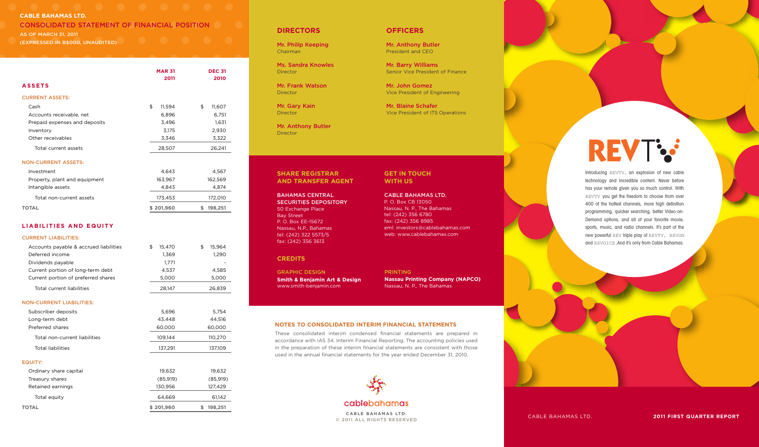# CABLE BAHAMAS LTD.

## CONSOLIDATED STATEMENT OF FINANCIAL POSITION

AS OF MARCH 31, 2011

(EXPRESSED IN B$000, UNAUDITED)

| | MAR 31 2011 | DEC 31 2010 |
|---|---|---|
| **ASSETS** | | |
| CURRENT ASSETS: | | |
| Cash | $ 11,594 | $ 11,607 |
| Accounts receivable, net | 6,896 | 6,751 |
| Prepaid expenses and deposits | 3,496 | 1,631 |
| Inventory | 3,175 | 2,930 |
| Other receivables | 3,346 | 3,322 |
| Total current assets | 28,507 | 26,241 |
| NON-CURRENT ASSETS: | | |
| Investment | 4,643 | 4,567 |
| Property, plant and equipment | 163,967 | 162,569 |
| Intangible assets | 4,843 | 4,874 |
| Total non-current assets | 173,453 | 172,010 |
| **TOTAL** | **$ 201,960** | **$ 198,251** |
| **LIABILITIES AND EQUITY** | | |
| CURRENT LIABILITIES: | | |
| Accounts payable & accrued liabilities | $ 15,470 | $ 15,964 |
| Deferred income | 1,369 | 1,290 |
| Dividends payable | 1,771 | - |
| Current portion of long-term debt | 4,537 | 4,585 |
| Current portion of preferred shares | 5,000 | 5,000 |
| Total current liabilities | 28,147 | 26,839 |
| NON-CURRENT LIABILITIES: | | |
| Subscriber deposits | 5,696 | 5,754 |
| Long-term debt | 43,448 | 44,516 |
| Preferred shares | 60,000 | 60,000 |
| Total non-current liabilities | 109,144 | 110,270 |
| Total liabilities | 137,291 | 137,109 |
| EQUITY: | | |
| Ordinary share capital | 19,632 | 19,632 |
| Treasury shares | (85,919) | (85,919) |
| Retained earnings | 130,956 | 127,429 |
| Total equity | 64,669 | 61,142 |
| **TOTAL** | **$ 201,960** | **$ 198,251** |

## DIRECTORS

Mr. Philip Keeping
Chairman

Ms. Sandra Knowles
Director

Mr. Frank Watson
Director

Mr. Gary Kain
Director

Mr. Anthony Butler
Director

## OFFICERS

Mr. Anthony Butler
President and CEO

Mr. Barry Williams
Senior Vice President of Finance

Mr. John Gomez
Vice President of Engineering

Mr. Blaine Schafer
Vice President of ITS Operations

## SHARE REGISTRAR AND TRANSFER AGENT

BAHAMAS CENTRAL SECURITIES DEPOSITORY
50 Exchange Place
Bay Street
P. O. Box EE-15672
Nassau, N.P., Bahamas
tel: (242) 322 5573/5
fax: (242) 356 3613

## GET IN TOUCH WITH US

CABLE BAHAMAS LTD.
P. O. Box CB 13050
Nassau, N. P., The Bahamas
tel: (242) 356 6780
fax: (242) 356 8985
eml: investors@cablebahamas.com
web: www.cablebahamas.com

## CREDITS

GRAPHIC DESIGN
**Smith & Benjamin Art & Design**
www.smith-benjamin.com

PRINTING
**Nassau Printing Company (NAPCO)**
Nassau, N. P., The Bahamas

## NOTES TO CONSOLIDATED INTERIM FINANCIAL STATEMENTS

These consolidated interim condensed financial statements are prepared in accordance with IAS 34, Interim Financial Reporting. The accounting policies used in the preparation of these interim financial statements are consistent with those used in the annual financial statements for the year ended December 31, 2010.

cablebahamas

CABLE BAHAMAS LTD.
© 2011 ALL RIGHTS RESERVED

REVTV

Introducing REVTV, an explosion of new cable technology and incredible content. Never before has your remote given you so much control. With REVTV you get the freedom to choose from over 400 of the hottest channels, more high definition programming, quicker searching, better Video-on-Demand options, and all of your favorite movie, sports, music, and radio channels. It's part of the new powerful REV triple play of REVTV, REVON and REVOICE. And it's only from Cable Bahamas.

CABLE BAHAMAS LTD. **2011 FIRST QUARTER REPORT**